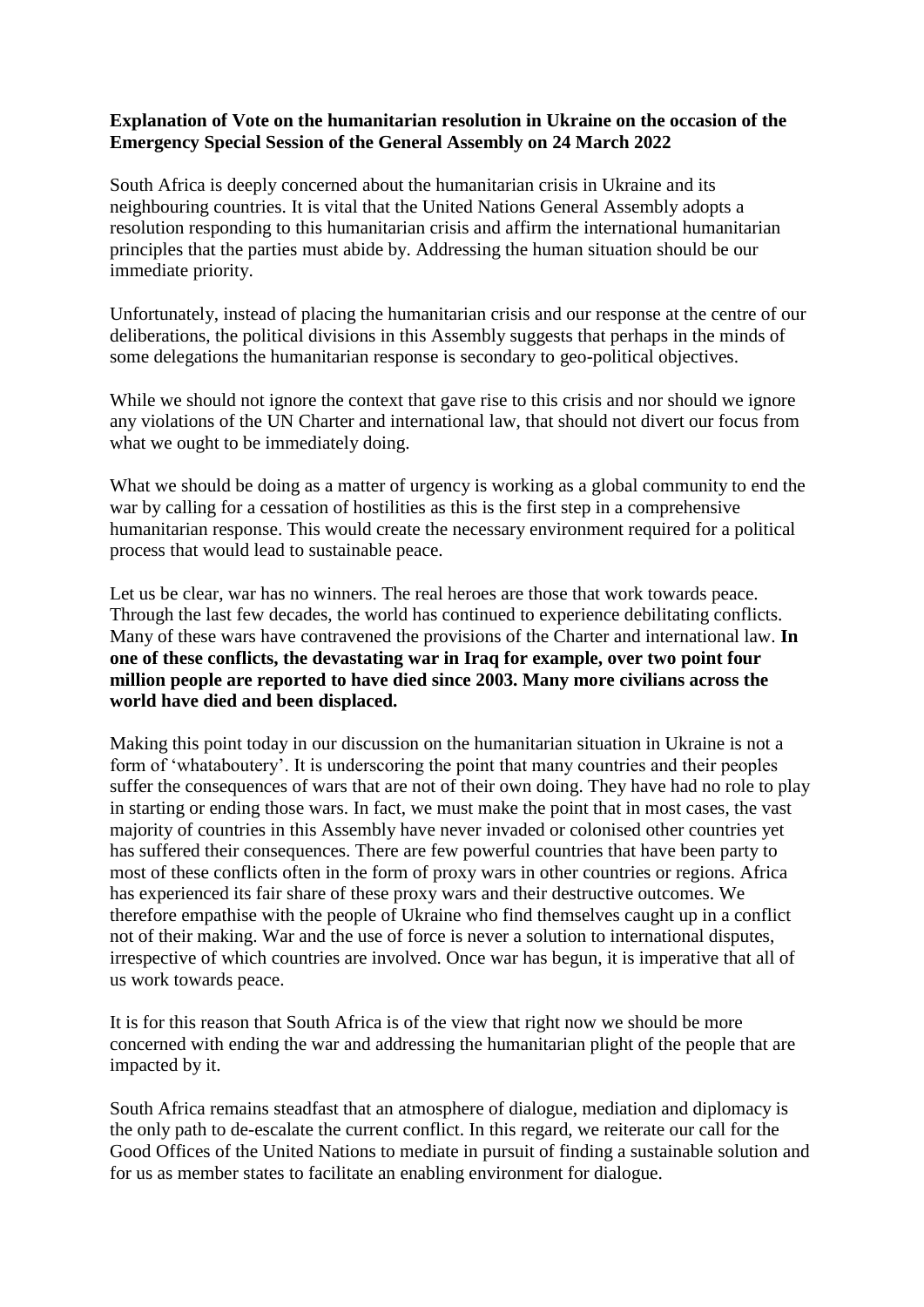**Explanation of Vote on the humanitarian resolution in Ukraine on the occasion of the Emergency Special Session of the General Assembly on 24 March 2022**

South Africa is deeply concerned about the humanitarian crisis in Ukraine and its neighbouring countries. It is vital that the United Nations General Assembly adopts a resolution responding to this humanitarian crisis and affirm the international humanitarian principles that the parties must abide by. Addressing the human situation should be our immediate priority.

Unfortunately, instead of placing the humanitarian crisis and our response at the centre of our deliberations, the political divisions in this Assembly suggests that perhaps in the minds of some delegations the humanitarian response is secondary to geo-political objectives.

While we should not ignore the context that gave rise to this crisis and nor should we ignore any violations of the UN Charter and international law, that should not divert our focus from what we ought to be immediately doing.

What we should be doing as a matter of urgency is working as a global community to end the war by calling for a cessation of hostilities as this is the first step in a comprehensive humanitarian response. This would create the necessary environment required for a political process that would lead to sustainable peace.

Let us be clear, war has no winners. The real heroes are those that work towards peace. Through the last few decades, the world has continued to experience debilitating conflicts. Many of these wars have contravened the provisions of the Charter and international law. **In one of these conflicts, the devastating war in Iraq for example, over two point four million people are reported to have died since 2003. Many more civilians across the world have died and been displaced.**

Making this point today in our discussion on the humanitarian situation in Ukraine is not a form of 'whataboutery'. It is underscoring the point that many countries and their peoples suffer the consequences of wars that are not of their own doing. They have had no role to play in starting or ending those wars. In fact, we must make the point that in most cases, the vast majority of countries in this Assembly have never invaded or colonised other countries yet has suffered their consequences. There are few powerful countries that have been party to most of these conflicts often in the form of proxy wars in other countries or regions. Africa has experienced its fair share of these proxy wars and their destructive outcomes. We therefore empathise with the people of Ukraine who find themselves caught up in a conflict not of their making. War and the use of force is never a solution to international disputes, irrespective of which countries are involved. Once war has begun, it is imperative that all of us work towards peace.

It is for this reason that South Africa is of the view that right now we should be more concerned with ending the war and addressing the humanitarian plight of the people that are impacted by it.

South Africa remains steadfast that an atmosphere of dialogue, mediation and diplomacy is the only path to de-escalate the current conflict. In this regard, we reiterate our call for the Good Offices of the United Nations to mediate in pursuit of finding a sustainable solution and for us as member states to facilitate an enabling environment for dialogue.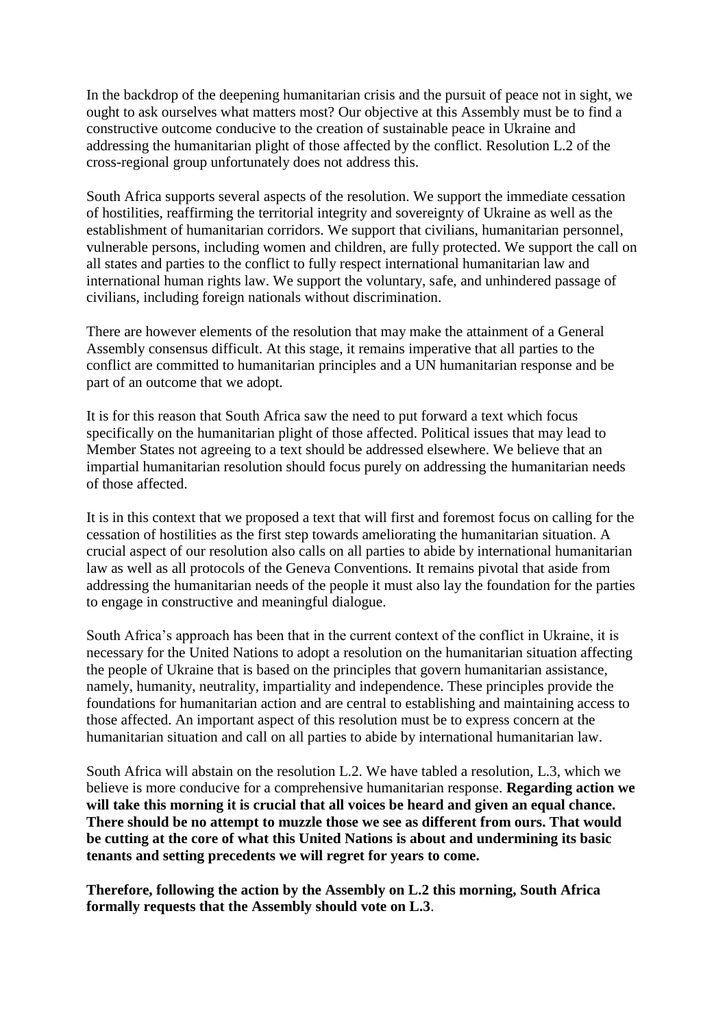In the backdrop of the deepening humanitarian crisis and the pursuit of peace not in sight, we ought to ask ourselves what matters most? Our objective at this Assembly must be to find a constructive outcome conducive to the creation of sustainable peace in Ukraine and addressing the humanitarian plight of those affected by the conflict. Resolution L.2 of the cross-regional group unfortunately does not address this.

South Africa supports several aspects of the resolution. We support the immediate cessation of hostilities, reaffirming the territorial integrity and sovereignty of Ukraine as well as the establishment of humanitarian corridors. We support that civilians, humanitarian personnel, vulnerable persons, including women and children, are fully protected. We support the call on all states and parties to the conflict to fully respect international humanitarian law and international human rights law. We support the voluntary, safe, and unhindered passage of civilians, including foreign nationals without discrimination.

There are however elements of the resolution that may make the attainment of a General Assembly consensus difficult. At this stage, it remains imperative that all parties to the conflict are committed to humanitarian principles and a UN humanitarian response and be part of an outcome that we adopt.

It is for this reason that South Africa saw the need to put forward a text which focus specifically on the humanitarian plight of those affected. Political issues that may lead to Member States not agreeing to a text should be addressed elsewhere. We believe that an impartial humanitarian resolution should focus purely on addressing the humanitarian needs of those affected.

It is in this context that we proposed a text that will first and foremost focus on calling for the cessation of hostilities as the first step towards ameliorating the humanitarian situation. A crucial aspect of our resolution also calls on all parties to abide by international humanitarian law as well as all protocols of the Geneva Conventions. It remains pivotal that aside from addressing the humanitarian needs of the people it must also lay the foundation for the parties to engage in constructive and meaningful dialogue.

South Africa's approach has been that in the current context of the conflict in Ukraine, it is necessary for the United Nations to adopt a resolution on the humanitarian situation affecting the people of Ukraine that is based on the principles that govern humanitarian assistance, namely, humanity, neutrality, impartiality and independence. These principles provide the foundations for humanitarian action and are central to establishing and maintaining access to those affected. An important aspect of this resolution must be to express concern at the humanitarian situation and call on all parties to abide by international humanitarian law.

South Africa will abstain on the resolution L.2. We have tabled a resolution, L.3, which we believe is more conducive for a comprehensive humanitarian response. **Regarding action we will take this morning it is crucial that all voices be heard and given an equal chance. There should be no attempt to muzzle those we see as different from ours. That would be cutting at the core of what this United Nations is about and undermining its basic tenants and setting precedents we will regret for years to come.**

**Therefore, following the action by the Assembly on L.2 this morning, South Africa formally requests that the Assembly should vote on L.3**.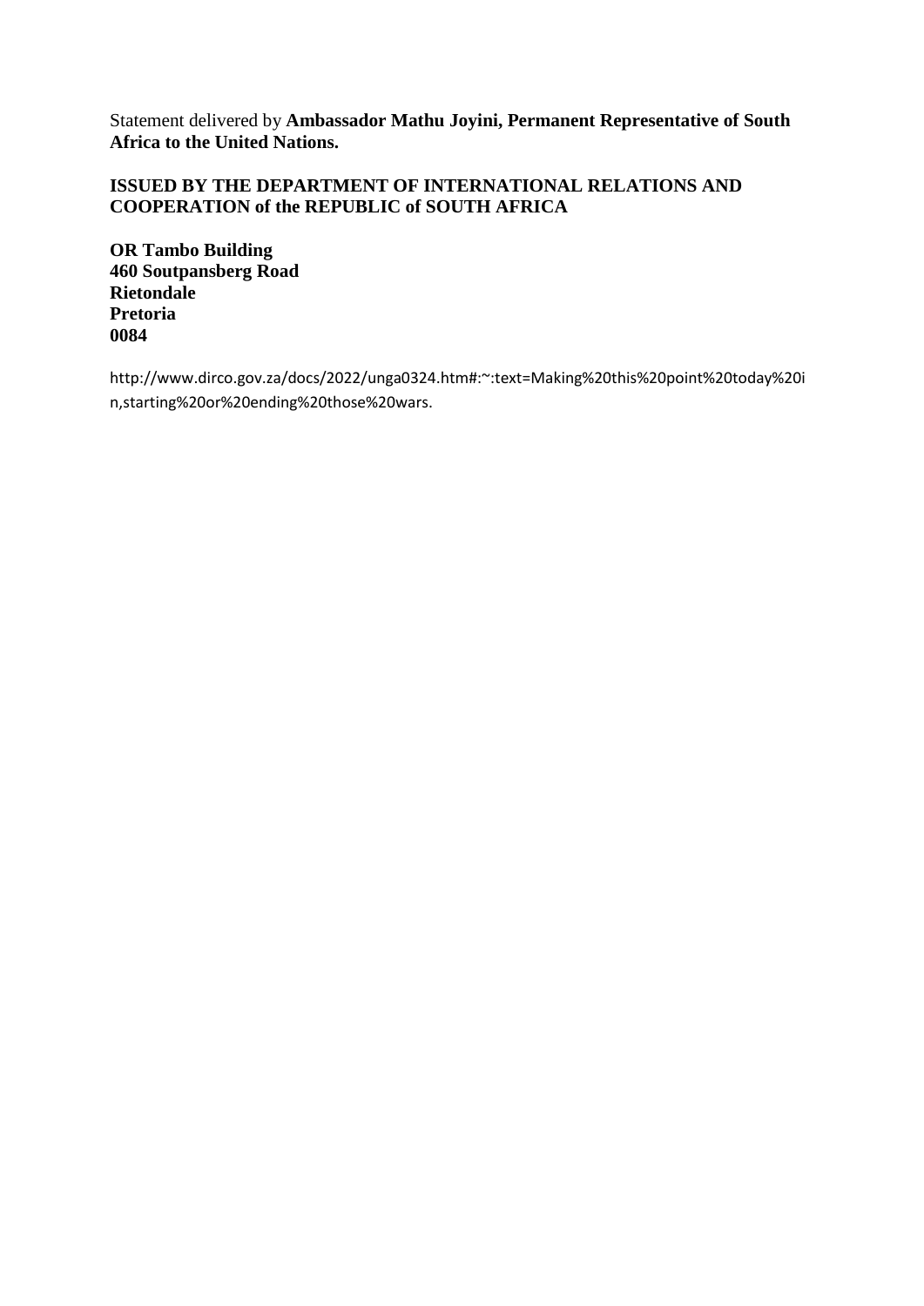Statement delivered by **Ambassador Mathu Joyini, Permanent Representative of South Africa to the United Nations.**

**ISSUED BY THE DEPARTMENT OF INTERNATIONAL RELATIONS AND COOPERATION of the REPUBLIC of SOUTH AFRICA**

**OR Tambo Building**
**460 Soutpansberg Road**
**Rietondale**
**Pretoria**
**0084**

http://www.dirco.gov.za/docs/2022/unga0324.htm#:~:text=Making%20this%20point%20today%20in,starting%20or%20ending%20those%20wars.